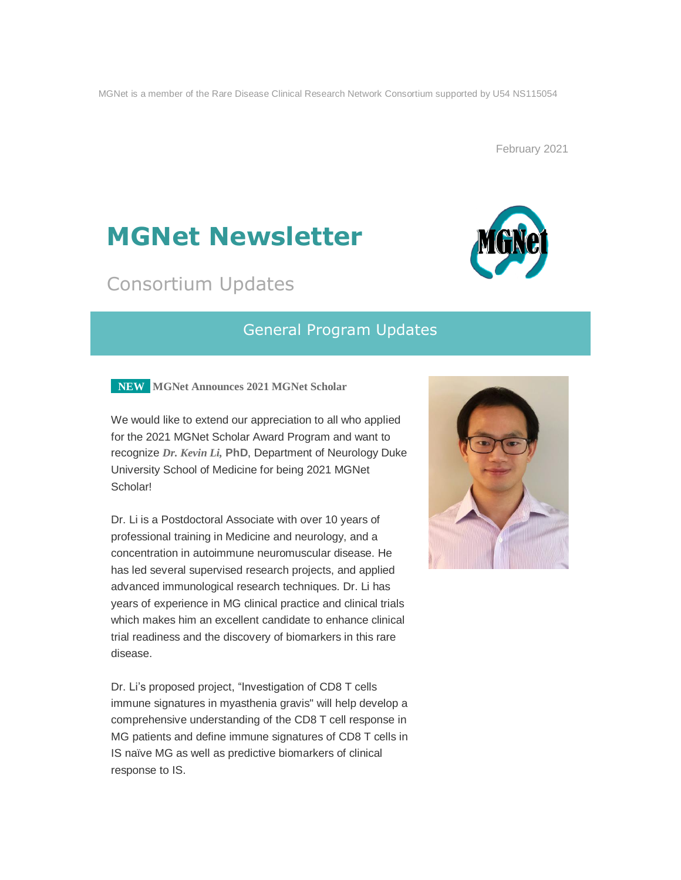MGNet is a member of the Rare Disease Clinical Research Network Consortium supported by U54 NS115054

February 2021

# MGNet Newsletter

## Consortium Updates

## General Program Updates

**NEW** **MGNet Announces 2021 MGNet Scholar**

We would like to extend our appreciation to all who applied for the 2021 MGNet Scholar Award Program and want to recognize ***Dr. Kevin Li,*** **PhD**, Department of Neurology Duke University School of Medicine for being 2021 MGNet Scholar!

Dr. Li is a Postdoctoral Associate with over 10 years of professional training in Medicine and neurology, and a concentration in autoimmune neuromuscular disease. He has led several supervised research projects, and applied advanced immunological research techniques. Dr. Li has years of experience in MG clinical practice and clinical trials which makes him an excellent candidate to enhance clinical trial readiness and the discovery of biomarkers in this rare disease.

Dr. Li's proposed project, "Investigation of CD8 T cells immune signatures in myasthenia gravis" will help develop a comprehensive understanding of the CD8 T cell response in MG patients and define immune signatures of CD8 T cells in IS naïve MG as well as predictive biomarkers of clinical response to IS.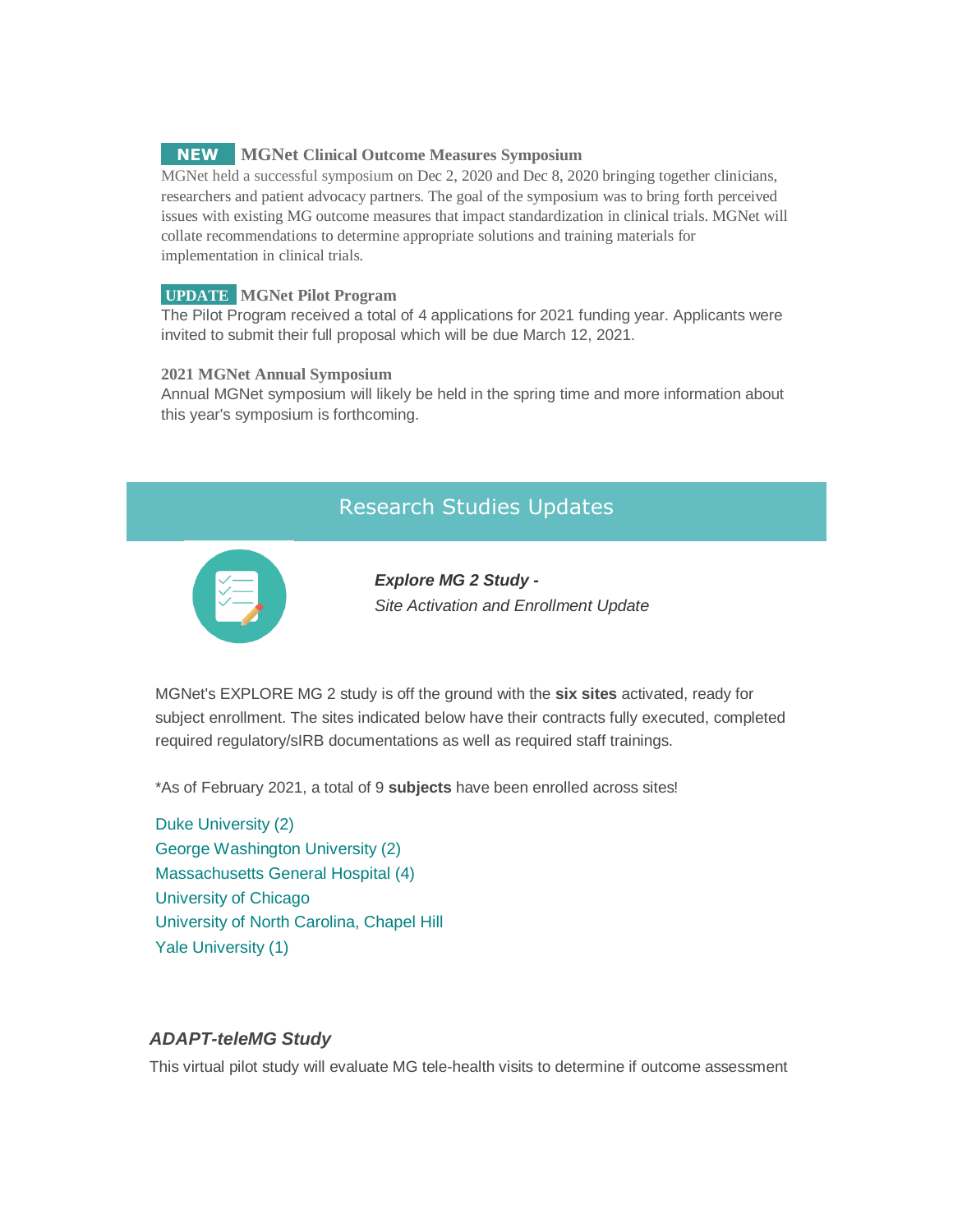**NEW** **MGNet Clinical Outcome Measures Symposium**

MGNet held a successful symposium on Dec 2, 2020 and Dec 8, 2020 bringing together clinicians, researchers and patient advocacy partners. The goal of the symposium was to bring forth perceived issues with existing MG outcome measures that impact standardization in clinical trials. MGNet will collate recommendations to determine appropriate solutions and training materials for implementation in clinical trials.

**UPDATE** **MGNet Pilot Program**

The Pilot Program received a total of 4 applications for 2021 funding year. Applicants were invited to submit their full proposal which will be due March 12, 2021.

**2021 MGNet Annual Symposium**

Annual MGNet symposium will likely be held in the spring time and more information about this year's symposium is forthcoming.

## Research Studies Updates

***Explore MG 2 Study -***

*Site Activation and Enrollment Update*

MGNet's EXPLORE MG 2 study is off the ground with the **six sites** activated, ready for subject enrollment. The sites indicated below have their contracts fully executed, completed required regulatory/sIRB documentations as well as required staff trainings.

*As of February 2021, a total of 9 **subjects** have been enrolled across sites!

Duke University (2)
George Washington University (2)
Massachusetts General Hospital (4)
University of Chicago
University of North Carolina, Chapel Hill
Yale University (1)

***ADAPT-teleMG Study***

This virtual pilot study will evaluate MG tele-health visits to determine if outcome assessment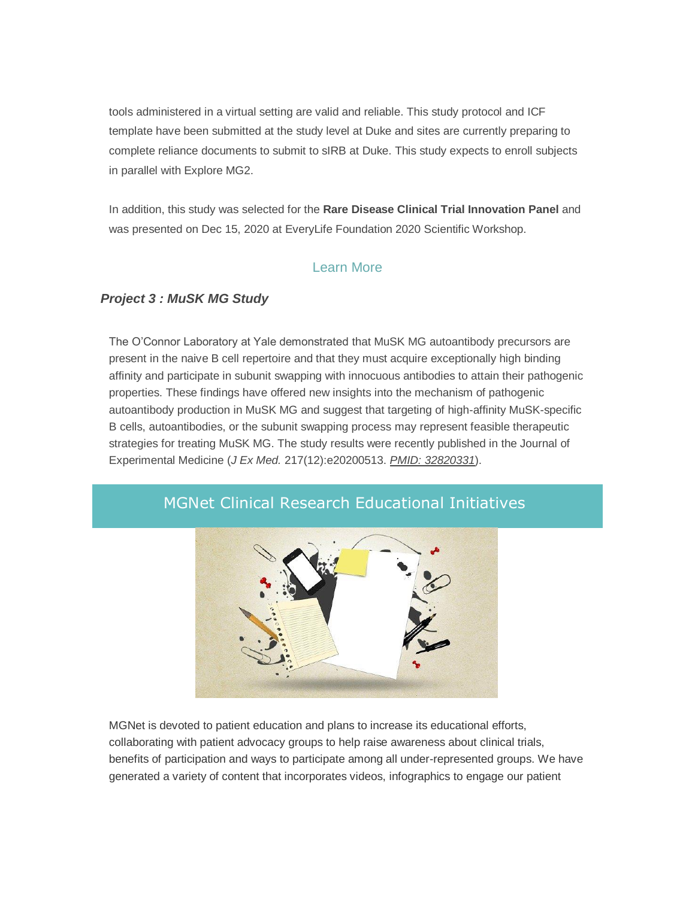tools administered in a virtual setting are valid and reliable. This study protocol and ICF template have been submitted at the study level at Duke and sites are currently preparing to complete reliance documents to submit to sIRB at Duke. This study expects to enroll subjects in parallel with Explore MG2.

In addition, this study was selected for the **Rare Disease Clinical Trial Innovation Panel** and was presented on Dec 15, 2020 at EveryLife Foundation 2020 Scientific Workshop.

Learn More

### *Project 3 : MuSK MG Study*

The O'Connor Laboratory at Yale demonstrated that MuSK MG autoantibody precursors are present in the naive B cell repertoire and that they must acquire exceptionally high binding affinity and participate in subunit swapping with innocuous antibodies to attain their pathogenic properties. These findings have offered new insights into the mechanism of pathogenic autoantibody production in MuSK MG and suggest that targeting of high-affinity MuSK-specific B cells, autoantibodies, or the subunit swapping process may represent feasible therapeutic strategies for treating MuSK MG. The study results were recently published in the Journal of Experimental Medicine (*J Ex Med.* 217(12):e20200513. *PMID: 32820331*).

## MGNet Clinical Research Educational Initiatives

MGNet is devoted to patient education and plans to increase its educational efforts, collaborating with patient advocacy groups to help raise awareness about clinical trials, benefits of participation and ways to participate among all under-represented groups. We have generated a variety of content that incorporates videos, infographics to engage our patient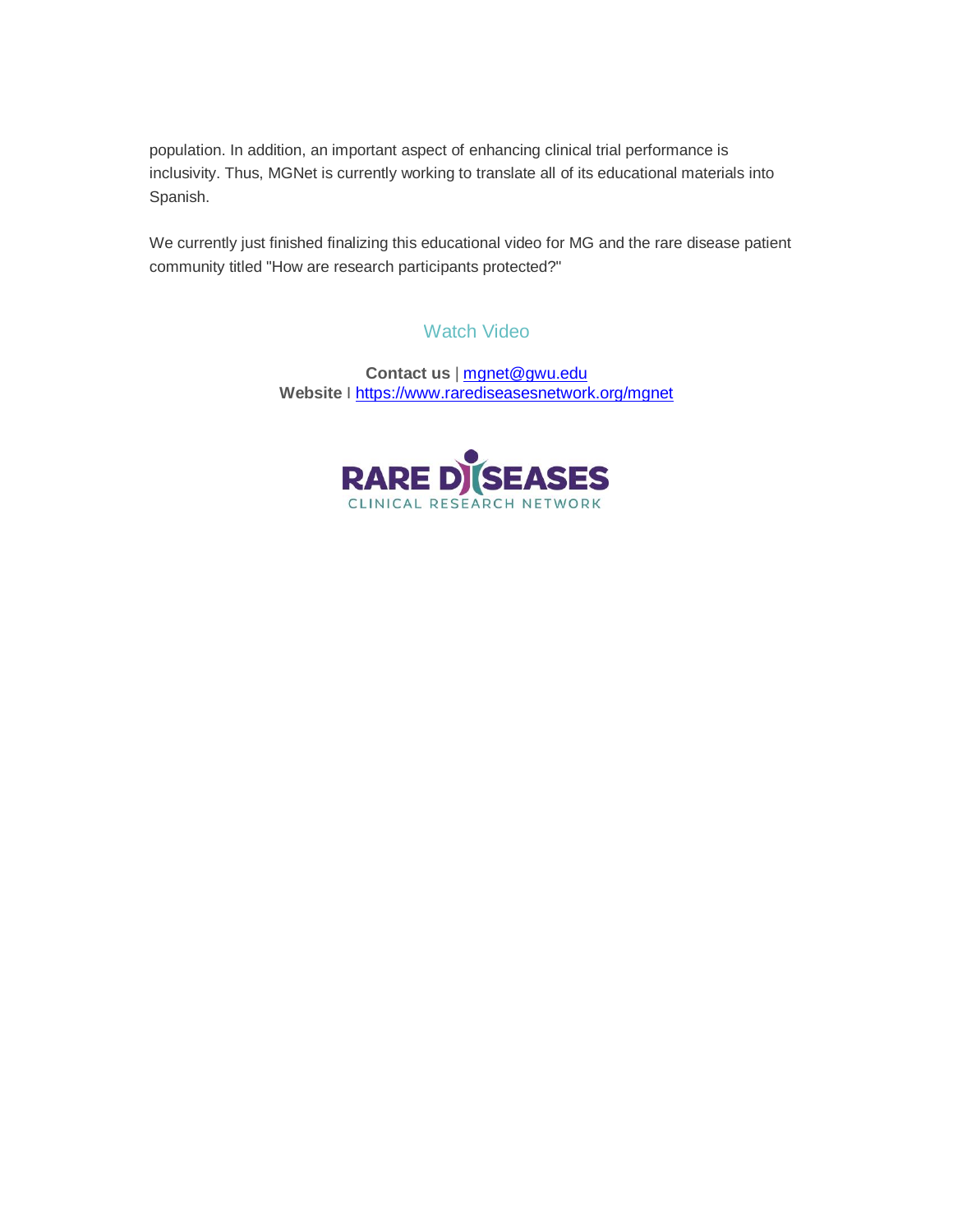population. In addition, an important aspect of enhancing clinical trial performance is inclusivity. Thus, MGNet is currently working to translate all of its educational materials into Spanish.

We currently just finished finalizing this educational video for MG and the rare disease patient community titled "How are research participants protected?"

Watch Video

**Contact us** | mgnet@gwu.edu
**Website** | https://www.rarediseasesnetwork.org/mgnet

RARE DISEASES
CLINICAL RESEARCH NETWORK